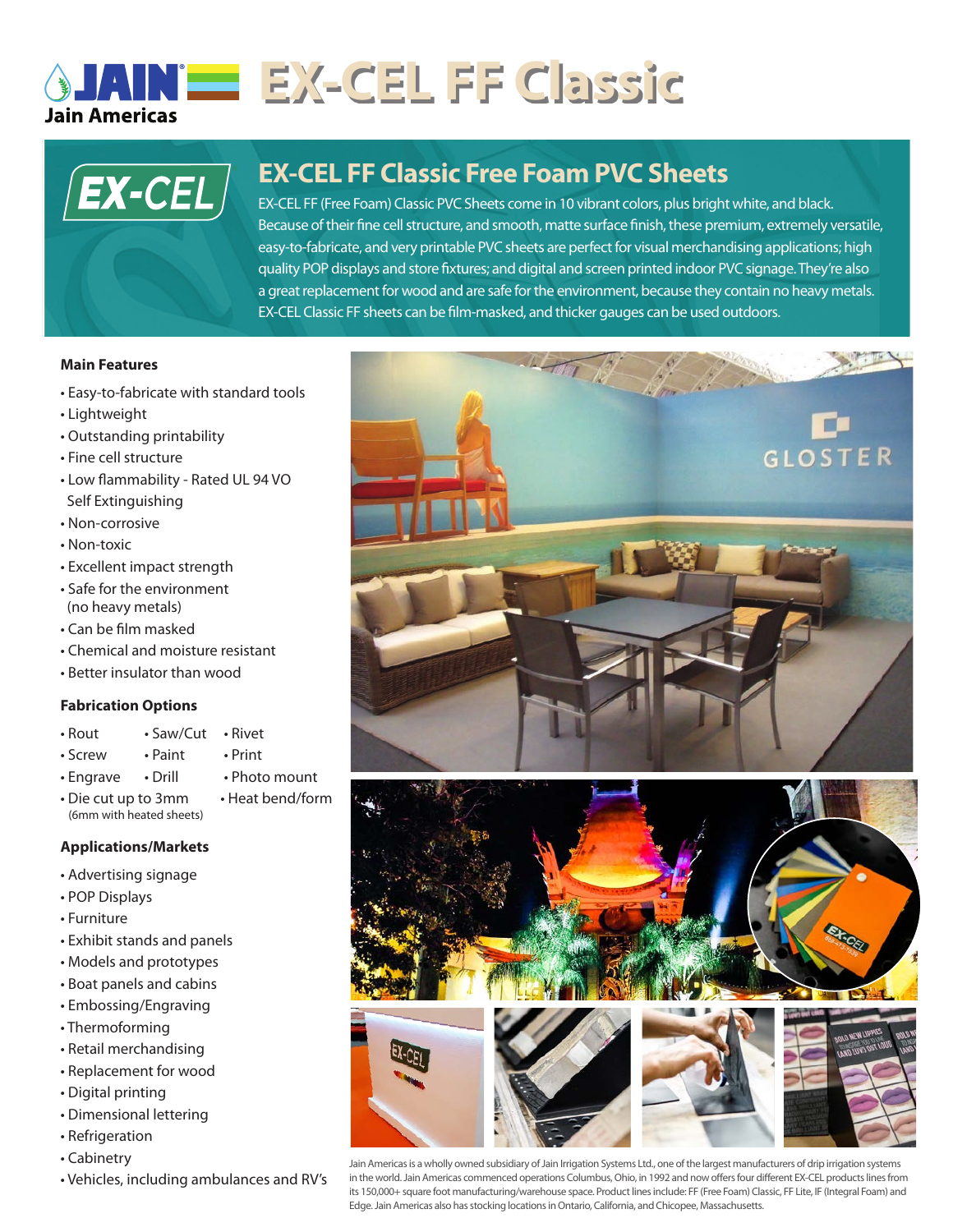Jain Americas

# EX-CEL FF Classic

## EX-CEL FF Classic Free Foam PVC Sheets

EX-CEL FF (Free Foam) Classic PVC Sheets come in 10 vibrant colors, plus bright white, and black. Because of their fine cell structure, and smooth, matte surface finish, these premium, extremely versatile, easy-to-fabricate, and very printable PVC sheets are perfect for visual merchandising applications; high quality POP displays and store fixtures; and digital and screen printed indoor PVC signage. They're also a great replacement for wood and are safe for the environment, because they contain no heavy metals. EX-CEL Classic FF sheets can be film-masked, and thicker gauges can be used outdoors.

### Main Features

- Easy-to-fabricate with standard tools
- Lightweight
- Outstanding printability
- Fine cell structure
- Low flammability - Rated UL 94 VO Self Extinguishing
- Non-corrosive
- Non-toxic
- Excellent impact strength
- Safe for the environment (no heavy metals)
- Can be film masked
- Chemical and moisture resistant
- Better insulator than wood

### Fabrication Options

- Rout
- Saw/Cut
- Rivet
- Screw
- Paint
- Print
- Engrave
- Drill
- Photo mount
- Die cut up to 3mm (6mm with heated sheets)
- Heat bend/form

### Applications/Markets

- Advertising signage
- POP Displays
- Furniture
- Exhibit stands and panels
- Models and prototypes
- Boat panels and cabins
- Embossing/Engraving
- Thermoforming
- Retail merchandising
- Replacement for wood
- Digital printing
- Dimensional lettering
- Refrigeration
- Cabinetry
- Vehicles, including ambulances and RV's

Jain Americas is a wholly owned subsidiary of Jain Irrigation Systems Ltd., one of the largest manufacturers of drip irrigation systems in the world. Jain Americas commenced operations Columbus, Ohio, in 1992 and now offers four different EX-CEL products lines from its 150,000+ square foot manufacturing/warehouse space. Product lines include: FF (Free Foam) Classic, FF Lite, IF (Integral Foam) and Edge. Jain Americas also has stocking locations in Ontario, California, and Chicopee, Massachusetts.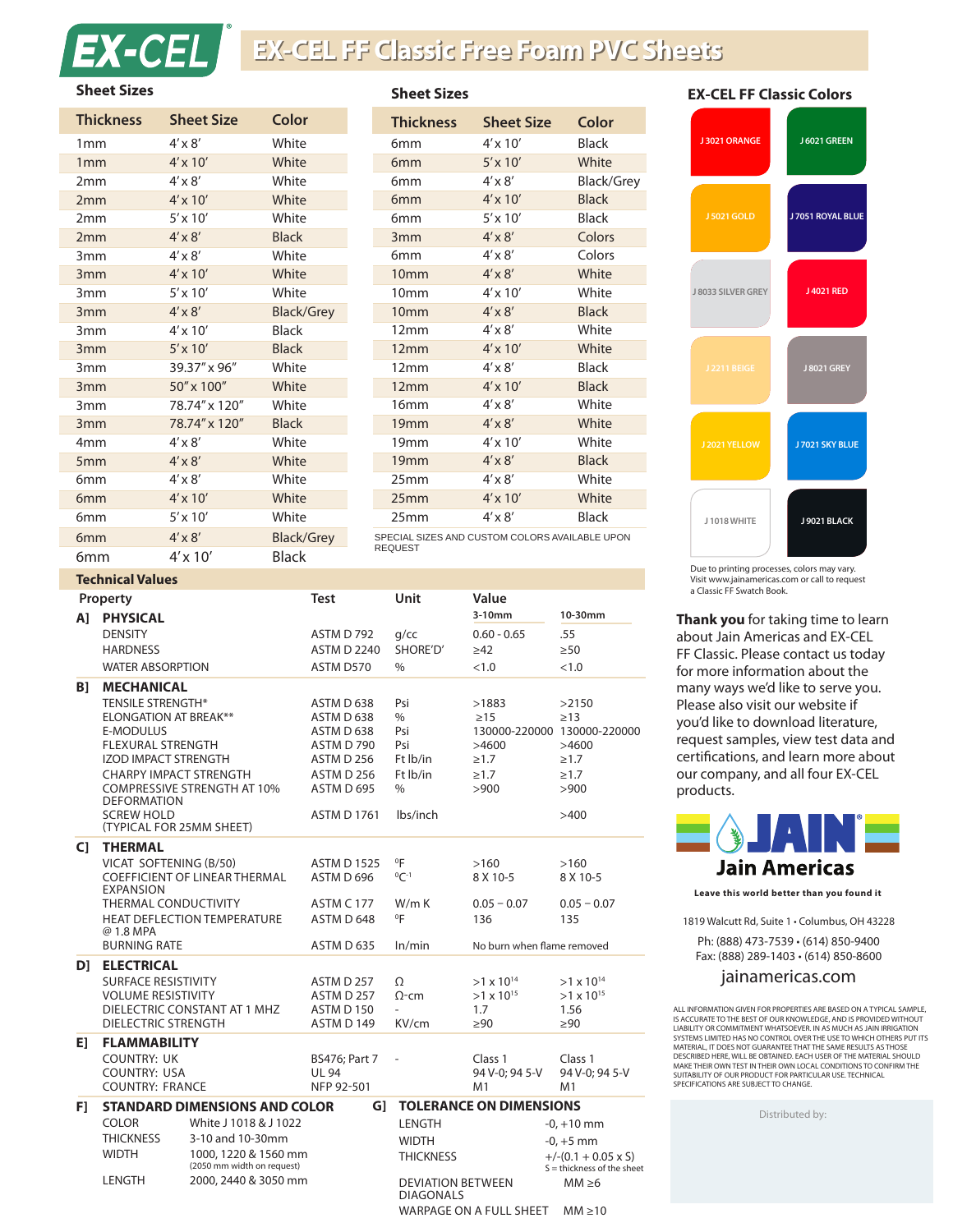# EX-CEL FF Classic Free Foam PVC Sheets

## Sheet Sizes

| Thickness | Sheet Size | Color |
|---|---|---|
| 1mm | 4′ x 8′ | White |
| 1mm | 4′ x 10′ | White |
| 2mm | 4′ x 8′ | White |
| 2mm | 4′ x 10′ | White |
| 2mm | 5′ x 10′ | White |
| 2mm | 4′ x 8′ | Black |
| 3mm | 4′ x 8′ | White |
| 3mm | 4′ x 10′ | White |
| 3mm | 5′ x 10′ | White |
| 3mm | 4′ x 8′ | Black/Grey |
| 3mm | 4′ x 10′ | Black |
| 3mm | 5′ x 10′ | Black |
| 3mm | 39.37″ x 96″ | White |
| 3mm | 50″ x 100″ | White |
| 3mm | 78.74″ x 120″ | White |
| 3mm | 78.74″ x 120″ | Black |
| 4mm | 4′ x 8′ | White |
| 5mm | 4′ x 8′ | White |
| 6mm | 4′ x 8′ | White |
| 6mm | 4′ x 10′ | White |
| 6mm | 5′ x 10′ | White |
| 6mm | 4′ x 8′ | Black/Grey |
| 6mm | 4′ x 10′ | Black |

## Sheet Sizes

| Thickness | Sheet Size | Color |
|---|---|---|
| 6mm | 4′ x 10′ | Black |
| 6mm | 5′ x 10′ | White |
| 6mm | 4′ x 8′ | Black/Grey |
| 6mm | 4′ x 10′ | Black |
| 6mm | 5′ x 10′ | Black |
| 3mm | 4′ x 8′ | Colors |
| 6mm | 4′ x 8′ | Colors |
| 10mm | 4′ x 8′ | White |
| 10mm | 4′ x 10′ | White |
| 10mm | 4′ x 8′ | Black |
| 12mm | 4′ x 8′ | White |
| 12mm | 4′ x 10′ | White |
| 12mm | 4′ x 8′ | Black |
| 12mm | 4′ x 10′ | Black |
| 16mm | 4′ x 8′ | White |
| 19mm | 4′ x 8′ | White |
| 19mm | 4′ x 10′ | White |
| 19mm | 4′ x 8′ | Black |
| 25mm | 4′ x 8′ | White |
| 25mm | 4′ x 10′ | White |
| 25mm | 4′ x 8′ | Black |

SPECIAL SIZES AND CUSTOM COLORS AVAILABLE UPON REQUEST

## EX-CEL FF Classic Colors

- J 3021 ORANGE
- J 6021 GREEN
- J 5021 GOLD
- J 7051 ROYAL BLUE
- J 8033 SILVER GREY
- J 4021 RED
- J 2211 BEIGE
- J 8021 GREY
- J 2021 YELLOW
- J 7021 SKY BLUE
- J 1018 WHITE
- J 9021 BLACK

Due to printing processes, colors may vary. Visit www.jainamericas.com or call to request a Classic FF Swatch Book.

## Technical Values

| Property | Test | Unit | Value 3-10mm | Value 10-30mm |
|---|---|---|---|---|
| **A] PHYSICAL** | | | | |
| DENSITY | ASTM D 792 | g/cc | 0.60 - 0.65 | .55 |
| HARDNESS | ASTM D 2240 | SHORE'D' | ≥42 | ≥50 |
| WATER ABSORPTION | ASTM D570 | % | <1.0 | <1.0 |
| **B] MECHANICAL** | | | | |
| TENSILE STRENGTH* | ASTM D 638 | Psi | >1883 | >2150 |
| ELONGATION AT BREAK** | ASTM D 638 | % | ≥15 | ≥13 |
| E-MODULUS | ASTM D 638 | Psi | 130000-220000 | 130000-220000 |
| FLEXURAL STRENGTH | ASTM D 790 | Psi | >4600 | >4600 |
| IZOD IMPACT STRENGTH | ASTM D 256 | Ft lb/in | ≥1.7 | ≥1.7 |
| CHARPY IMPACT STRENGTH | ASTM D 256 | Ft lb/in | ≥1.7 | ≥1.7 |
| COMPRESSIVE STRENGTH AT 10% DEFORMATION | ASTM D 695 | % | >900 | >900 |
| SCREW HOLD (TYPICAL FOR 25MM SHEET) | ASTM D 1761 | lbs/inch | | >400 |
| **C] THERMAL** | | | | |
| VICAT SOFTENING (B/50) | ASTM D 1525 | ºF | >160 | >160 |
| COEFFICIENT OF LINEAR THERMAL EXPANSION | ASTM D 696 | $^0C^{-1}$ | 8 X 10-5 | 8 X 10-5 |
| THERMAL CONDUCTIVITY | ASTM C 177 | W/m K | 0.05 – 0.07 | 0.05 – 0.07 |
| HEAT DEFLECTION TEMPERATURE @ 1.8 MPA | ASTM D 648 | ºF | 136 | 135 |
| BURNING RATE | ASTM D 635 | In/min | No burn when flame removed | |
| **D] ELECTRICAL** | | | | |
| SURFACE RESISTIVITY | ASTM D 257 | Ω | $>1 \times 10^{14}$ | $>1 \times 10^{14}$ |
| VOLUME RESISTIVITY | ASTM D 257 | Ω-cm | $>1 \times 10^{15}$ | $>1 \times 10^{15}$ |
| DIELECTRIC CONSTANT AT 1 MHZ | ASTM D 150 | - | 1.7 | 1.56 |
| DIELECTRIC STRENGTH | ASTM D 149 | KV/cm | ≥90 | ≥90 |
| **E] FLAMMABILITY** | | | | |
| COUNTRY: UK | BS476; Part 7 | - | Class 1 | Class 1 |
| COUNTRY: USA | UL 94 | | 94 V-0; 94 5-V | 94 V-0; 94 5-V |
| COUNTRY: FRANCE | NFP 92-501 | | M1 | M1 |

### F] STANDARD DIMENSIONS AND COLOR

| | |
|---|---|
| COLOR | White J 1018 & J 1022 |
| THICKNESS | 3-10 and 10-30mm |
| WIDTH | 1000, 1220 & 1560 mm (2050 mm width on request) |
| LENGTH | 2000, 2440 & 3050 mm |

### G] TOLERANCE ON DIMENSIONS

| | |
|---|---|
| LENGTH | -0, +10 mm |
| WIDTH | -0, +5 mm |
| THICKNESS | +/-(0.1 + 0.05 x S) S = thickness of the sheet |
| DEVIATION BETWEEN DIAGONALS | MM ≥6 |
| WARPAGE ON A FULL SHEET | MM ≥10 |

**Thank you** for taking time to learn about Jain Americas and EX-CEL FF Classic. Please contact us today for more information about the many ways we'd like to serve you. Please also visit our website if you'd like to download literature, request samples, view test data and certifications, and learn more about our company, and all four EX-CEL products.

**Jain Americas**

Leave this world better than you found it

1819 Walcutt Rd, Suite 1 • Columbus, OH 43228

Ph: (888) 473-7539 • (614) 850-9400
Fax: (888) 289-1403 • (614) 850-8600

jainamericas.com

ALL INFORMATION GIVEN FOR PROPERTIES ARE BASED ON A TYPICAL SAMPLE, IS ACCURATE TO THE BEST OF OUR KNOWLEDGE, AND IS PROVIDED WITHOUT LIABILITY OR COMMITMENT WHATSOEVER. IN AS MUCH AS JAIN IRRIGATION SYSTEMS LIMITED HAS NO CONTROL OVER THE USE TO WHICH OTHERS PUT ITS MATERIAL, IT DOES NOT GUARANTEE THAT THE SAME RESULTS AS THOSE DESCRIBED HERE, WILL BE OBTAINED. EACH USER OF THE MATERIAL SHOULD MAKE THEIR OWN TEST IN THEIR OWN LOCAL CONDITIONS TO CONFIRM THE SUITABILITY OF OUR PRODUCT FOR PARTICULAR USE. TECHNICAL SPECIFICATIONS ARE SUBJECT TO CHANGE.

Distributed by: